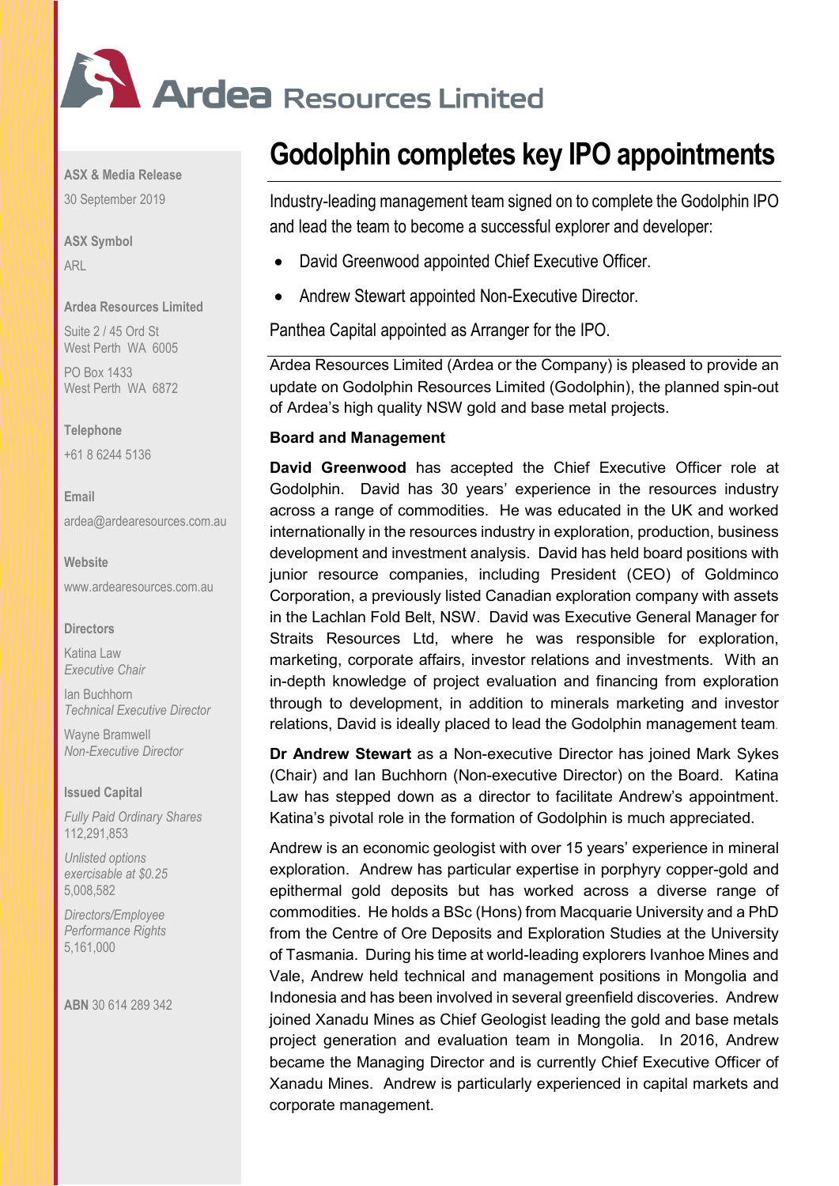# Ardea Resources Limited

**ASX & Media Release**

30 September 2019

**ASX Symbol**

ARL

**Ardea Resources Limited**

Suite 2 / 45 Ord St
West Perth WA 6005

PO Box 1433
West Perth WA 6872

**Telephone**

+61 8 6244 5136

**Email**

ardea@ardearesources.com.au

**Website**

www.ardearesources.com.au

**Directors**

Katina Law
*Executive Chair*

Ian Buchhorn
*Technical Executive Director*

Wayne Bramwell
*Non-Executive Director*

**Issued Capital**

*Fully Paid Ordinary Shares*
112,291,853

*Unlisted options exercisable at $0.25*
5,008,582

*Directors/Employee Performance Rights*
5,161,000

**ABN** 30 614 289 342

# Godolphin completes key IPO appointments

Industry-leading management team signed on to complete the Godolphin IPO and lead the team to become a successful explorer and developer:

- David Greenwood appointed Chief Executive Officer.
- Andrew Stewart appointed Non-Executive Director.

Panthea Capital appointed as Arranger for the IPO.

Ardea Resources Limited (Ardea or the Company) is pleased to provide an update on Godolphin Resources Limited (Godolphin), the planned spin-out of Ardea's high quality NSW gold and base metal projects.

## Board and Management

**David Greenwood** has accepted the Chief Executive Officer role at Godolphin. David has 30 years' experience in the resources industry across a range of commodities. He was educated in the UK and worked internationally in the resources industry in exploration, production, business development and investment analysis. David has held board positions with junior resource companies, including President (CEO) of Goldminco Corporation, a previously listed Canadian exploration company with assets in the Lachlan Fold Belt, NSW. David was Executive General Manager for Straits Resources Ltd, where he was responsible for exploration, marketing, corporate affairs, investor relations and investments. With an in-depth knowledge of project evaluation and financing from exploration through to development, in addition to minerals marketing and investor relations, David is ideally placed to lead the Godolphin management team.

**Dr Andrew Stewart** as a Non-executive Director has joined Mark Sykes (Chair) and Ian Buchhorn (Non-executive Director) on the Board. Katina Law has stepped down as a director to facilitate Andrew's appointment. Katina's pivotal role in the formation of Godolphin is much appreciated.

Andrew is an economic geologist with over 15 years' experience in mineral exploration. Andrew has particular expertise in porphyry copper-gold and epithermal gold deposits but has worked across a diverse range of commodities. He holds a BSc (Hons) from Macquarie University and a PhD from the Centre of Ore Deposits and Exploration Studies at the University of Tasmania. During his time at world-leading explorers Ivanhoe Mines and Vale, Andrew held technical and management positions in Mongolia and Indonesia and has been involved in several greenfield discoveries. Andrew joined Xanadu Mines as Chief Geologist leading the gold and base metals project generation and evaluation team in Mongolia. In 2016, Andrew became the Managing Director and is currently Chief Executive Officer of Xanadu Mines. Andrew is particularly experienced in capital markets and corporate management.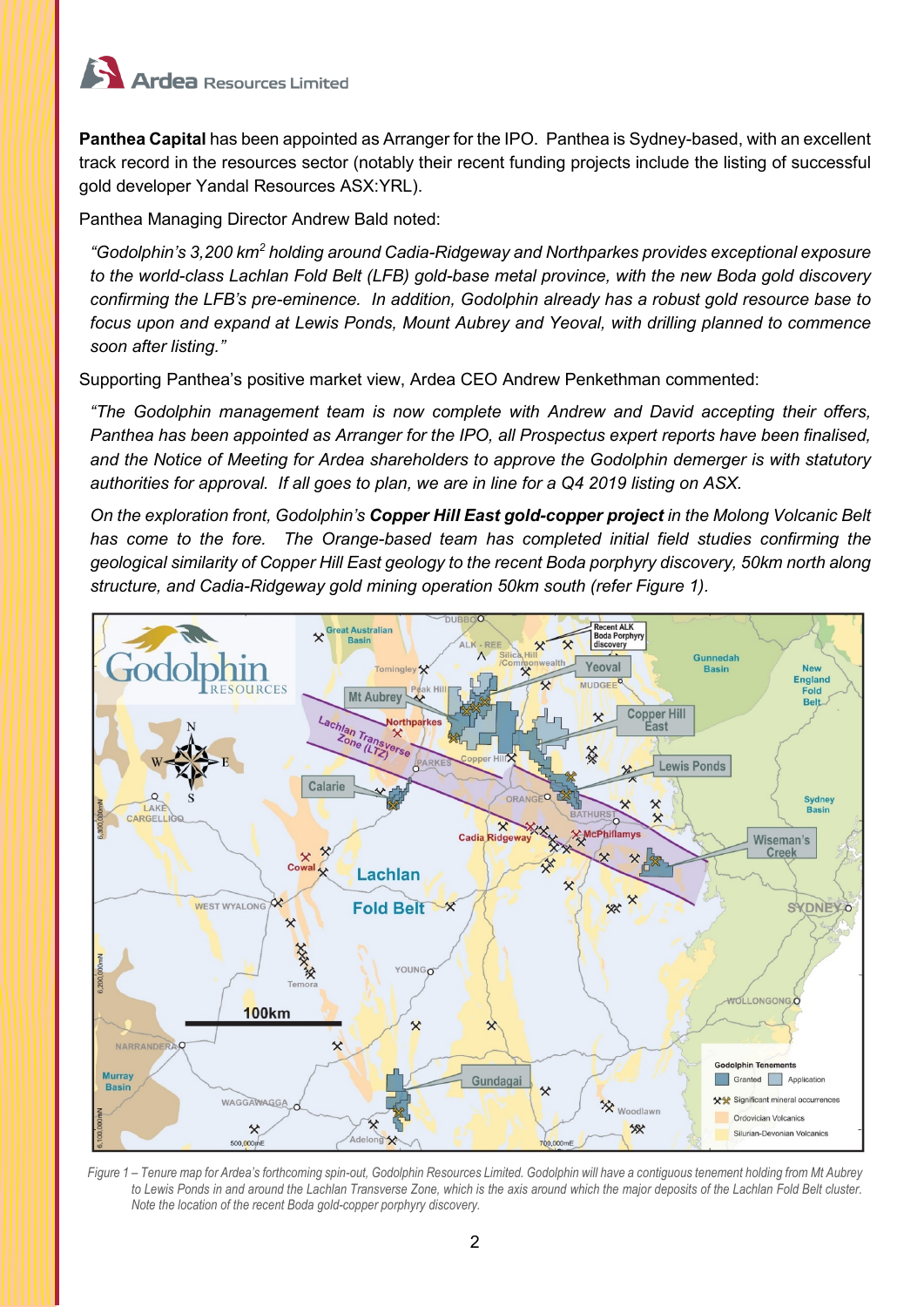**Panthea Capital** has been appointed as Arranger for the IPO. Panthea is Sydney-based, with an excellent track record in the resources sector (notably their recent funding projects include the listing of successful gold developer Yandal Resources ASX:YRL).

Panthea Managing Director Andrew Bald noted:

*"Godolphin's 3,200 km² holding around Cadia-Ridgeway and Northparkes provides exceptional exposure to the world-class Lachlan Fold Belt (LFB) gold-base metal province, with the new Boda gold discovery confirming the LFB's pre-eminence. In addition, Godolphin already has a robust gold resource base to focus upon and expand at Lewis Ponds, Mount Aubrey and Yeoval, with drilling planned to commence soon after listing."*

Supporting Panthea's positive market view, Ardea CEO Andrew Penkethman commented:

*"The Godolphin management team is now complete with Andrew and David accepting their offers, Panthea has been appointed as Arranger for the IPO, all Prospectus expert reports have been finalised, and the Notice of Meeting for Ardea shareholders to approve the Godolphin demerger is with statutory authorities for approval. If all goes to plan, we are in line for a Q4 2019 listing on ASX.*

*On the exploration front, Godolphin's **Copper Hill East gold-copper project** in the Molong Volcanic Belt has come to the fore. The Orange-based team has completed initial field studies confirming the geological similarity of Copper Hill East geology to the recent Boda porphyry discovery, 50km north along structure, and Cadia-Ridgeway gold mining operation 50km south (refer Figure 1).*

*Figure 1 – Tenure map for Ardea's forthcoming spin-out, Godolphin Resources Limited. Godolphin will have a contiguous tenement holding from Mt Aubrey to Lewis Ponds in and around the Lachlan Transverse Zone, which is the axis around which the major deposits of the Lachlan Fold Belt cluster. Note the location of the recent Boda gold-copper porphyry discovery.*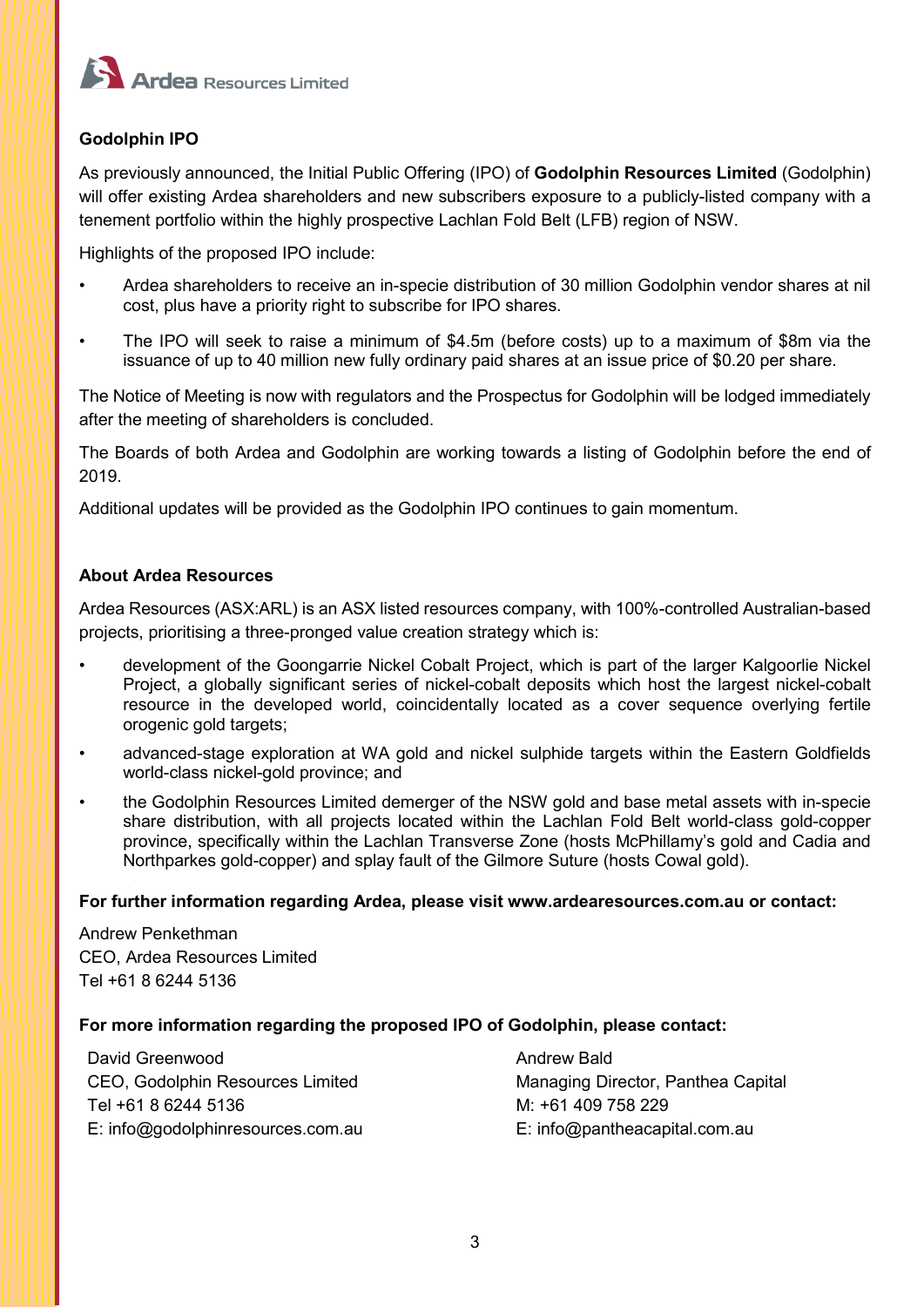## Godolphin IPO

As previously announced, the Initial Public Offering (IPO) of **Godolphin Resources Limited** (Godolphin) will offer existing Ardea shareholders and new subscribers exposure to a publicly-listed company with a tenement portfolio within the highly prospective Lachlan Fold Belt (LFB) region of NSW.

Highlights of the proposed IPO include:

- Ardea shareholders to receive an in-specie distribution of 30 million Godolphin vendor shares at nil cost, plus have a priority right to subscribe for IPO shares.
- The IPO will seek to raise a minimum of $4.5m (before costs) up to a maximum of $8m via the issuance of up to 40 million new fully ordinary paid shares at an issue price of $0.20 per share.

The Notice of Meeting is now with regulators and the Prospectus for Godolphin will be lodged immediately after the meeting of shareholders is concluded.

The Boards of both Ardea and Godolphin are working towards a listing of Godolphin before the end of 2019.

Additional updates will be provided as the Godolphin IPO continues to gain momentum.

## About Ardea Resources

Ardea Resources (ASX:ARL) is an ASX listed resources company, with 100%-controlled Australian-based projects, prioritising a three-pronged value creation strategy which is:

- development of the Goongarrie Nickel Cobalt Project, which is part of the larger Kalgoorlie Nickel Project, a globally significant series of nickel-cobalt deposits which host the largest nickel-cobalt resource in the developed world, coincidentally located as a cover sequence overlying fertile orogenic gold targets;
- advanced-stage exploration at WA gold and nickel sulphide targets within the Eastern Goldfields world-class nickel-gold province; and
- the Godolphin Resources Limited demerger of the NSW gold and base metal assets with in-specie share distribution, with all projects located within the Lachlan Fold Belt world-class gold-copper province, specifically within the Lachlan Transverse Zone (hosts McPhillamy's gold and Cadia and Northparkes gold-copper) and splay fault of the Gilmore Suture (hosts Cowal gold).

**For further information regarding Ardea, please visit www.ardearesources.com.au or contact:**

Andrew Penkethman
CEO, Ardea Resources Limited
Tel +61 8 6244 5136

**For more information regarding the proposed IPO of Godolphin, please contact:**

David Greenwood
CEO, Godolphin Resources Limited
Tel +61 8 6244 5136
E: info@godolphinresources.com.au

Andrew Bald
Managing Director, Panthea Capital
M: +61 409 758 229
E: info@pantheacapital.com.au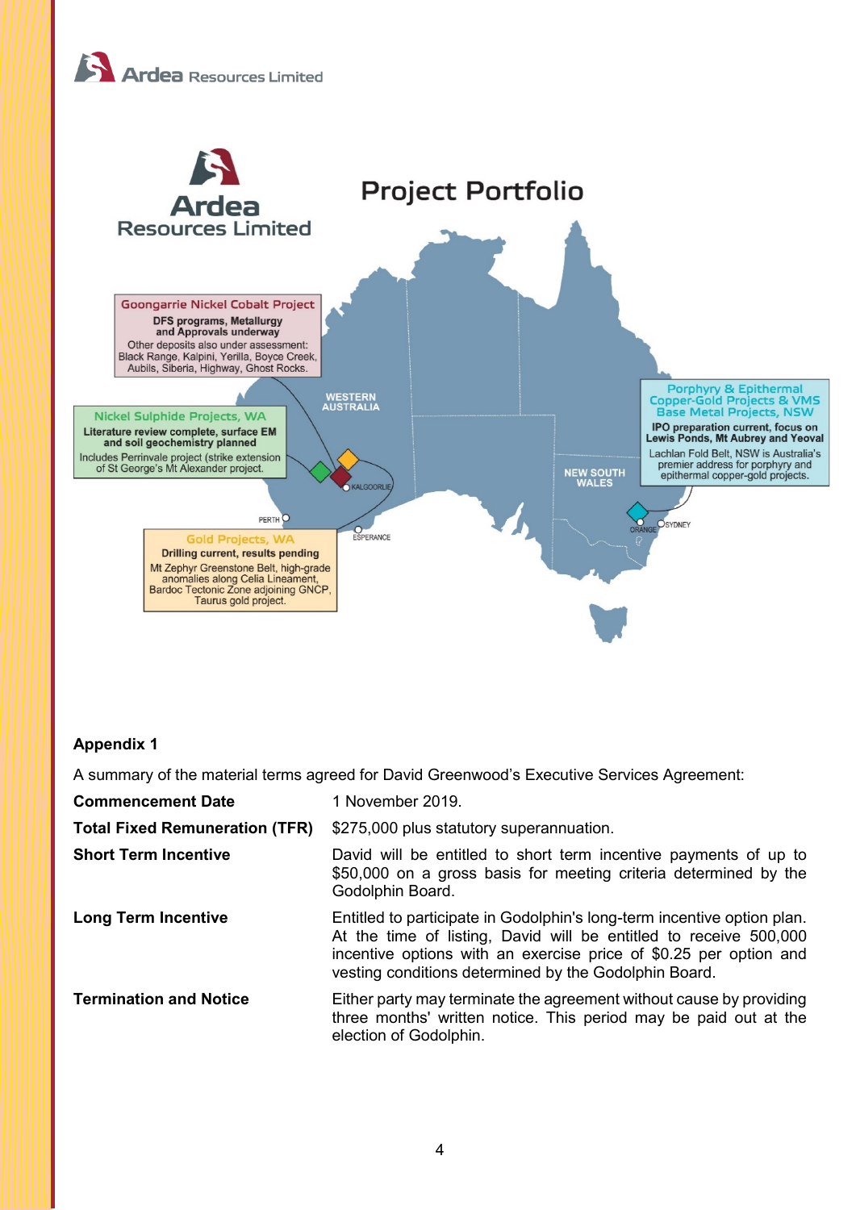## Project Portfolio

**Goongarrie Nickel Cobalt Project**
DFS programs, Metallurgy and Approvals underway
Other deposits also under assessment: Black Range, Kalpini, Yerilla, Boyce Creek, Aubils, Siberia, Highway, Ghost Rocks.

**Nickel Sulphide Projects, WA**
Literature review complete, surface EM and soil geochemistry planned
Includes Perrinvale project (strike extension of St George's Mt Alexander project.

**Gold Projects, WA**
Drilling current, results pending
Mt Zephyr Greenstone Belt, high-grade anomalies along Celia Lineament, Bardoc Tectonic Zone adjoining GNCP, Taurus gold project.

**Porphyry & Epithermal Copper-Gold Projects & VMS Base Metal Projects, NSW**
IPO preparation current, focus on Lewis Ponds, Mt Aubrey and Yeoval
Lachlan Fold Belt, NSW is Australia's premier address for porphyry and epithermal copper-gold projects.

WESTERN AUSTRALIA · KALGOORLIE · PERTH · ESPERANCE · NEW SOUTH WALES · ORANGE · SYDNEY

## Appendix 1

A summary of the material terms agreed for David Greenwood's Executive Services Agreement:

| | |
|---|---|
| **Commencement Date** | 1 November 2019. |
| **Total Fixed Remuneration (TFR)** | $275,000 plus statutory superannuation. |
| **Short Term Incentive** | David will be entitled to short term incentive payments of up to $50,000 on a gross basis for meeting criteria determined by the Godolphin Board. |
| **Long Term Incentive** | Entitled to participate in Godolphin's long-term incentive option plan. At the time of listing, David will be entitled to receive 500,000 incentive options with an exercise price of $0.25 per option and vesting conditions determined by the Godolphin Board. |
| **Termination and Notice** | Either party may terminate the agreement without cause by providing three months' written notice. This period may be paid out at the election of Godolphin. |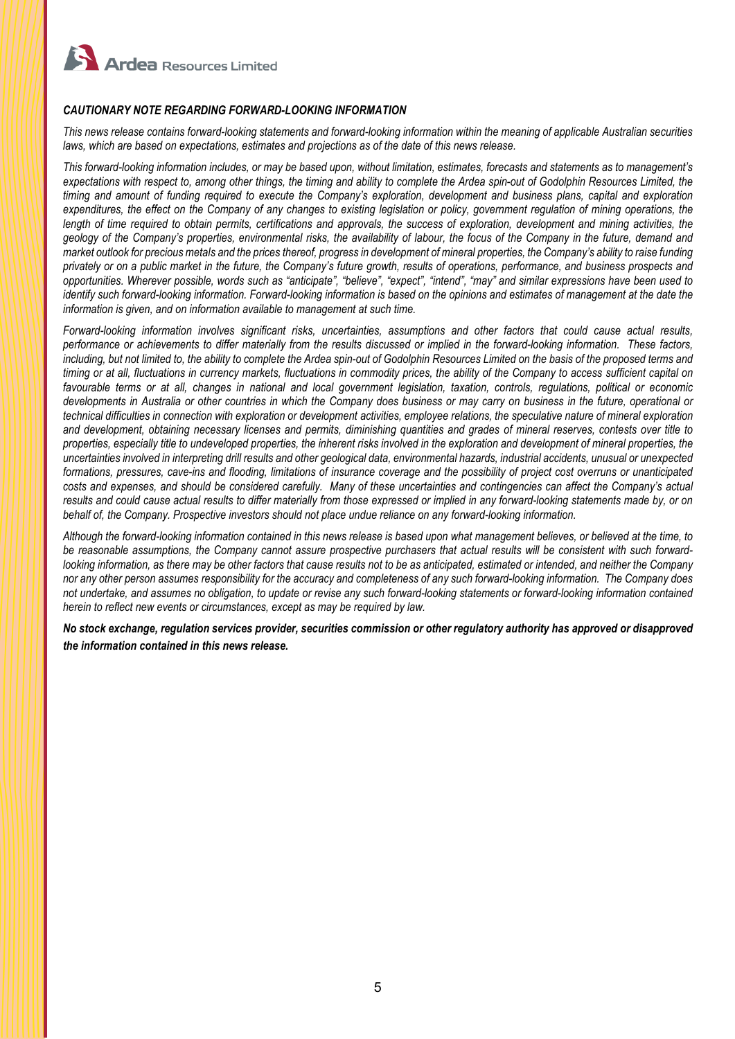### *CAUTIONARY NOTE REGARDING FORWARD-LOOKING INFORMATION*

*This news release contains forward-looking statements and forward-looking information within the meaning of applicable Australian securities laws, which are based on expectations, estimates and projections as of the date of this news release.*

*This forward-looking information includes, or may be based upon, without limitation, estimates, forecasts and statements as to management's expectations with respect to, among other things, the timing and ability to complete the Ardea spin-out of Godolphin Resources Limited, the timing and amount of funding required to execute the Company's exploration, development and business plans, capital and exploration expenditures, the effect on the Company of any changes to existing legislation or policy, government regulation of mining operations, the length of time required to obtain permits, certifications and approvals, the success of exploration, development and mining activities, the geology of the Company's properties, environmental risks, the availability of labour, the focus of the Company in the future, demand and market outlook for precious metals and the prices thereof, progress in development of mineral properties, the Company's ability to raise funding privately or on a public market in the future, the Company's future growth, results of operations, performance, and business prospects and opportunities. Wherever possible, words such as "anticipate", "believe", "expect", "intend", "may" and similar expressions have been used to identify such forward-looking information. Forward-looking information is based on the opinions and estimates of management at the date the information is given, and on information available to management at such time.*

*Forward-looking information involves significant risks, uncertainties, assumptions and other factors that could cause actual results, performance or achievements to differ materially from the results discussed or implied in the forward-looking information. These factors, including, but not limited to, the ability to complete the Ardea spin-out of Godolphin Resources Limited on the basis of the proposed terms and timing or at all, fluctuations in currency markets, fluctuations in commodity prices, the ability of the Company to access sufficient capital on favourable terms or at all, changes in national and local government legislation, taxation, controls, regulations, political or economic developments in Australia or other countries in which the Company does business or may carry on business in the future, operational or technical difficulties in connection with exploration or development activities, employee relations, the speculative nature of mineral exploration and development, obtaining necessary licenses and permits, diminishing quantities and grades of mineral reserves, contests over title to properties, especially title to undeveloped properties, the inherent risks involved in the exploration and development of mineral properties, the uncertainties involved in interpreting drill results and other geological data, environmental hazards, industrial accidents, unusual or unexpected formations, pressures, cave-ins and flooding, limitations of insurance coverage and the possibility of project cost overruns or unanticipated costs and expenses, and should be considered carefully. Many of these uncertainties and contingencies can affect the Company's actual results and could cause actual results to differ materially from those expressed or implied in any forward-looking statements made by, or on behalf of, the Company. Prospective investors should not place undue reliance on any forward-looking information.*

*Although the forward-looking information contained in this news release is based upon what management believes, or believed at the time, to be reasonable assumptions, the Company cannot assure prospective purchasers that actual results will be consistent with such forward-looking information, as there may be other factors that cause results not to be as anticipated, estimated or intended, and neither the Company nor any other person assumes responsibility for the accuracy and completeness of any such forward-looking information. The Company does not undertake, and assumes no obligation, to update or revise any such forward-looking statements or forward-looking information contained herein to reflect new events or circumstances, except as may be required by law.*

***No stock exchange, regulation services provider, securities commission or other regulatory authority has approved or disapproved the information contained in this news release.***